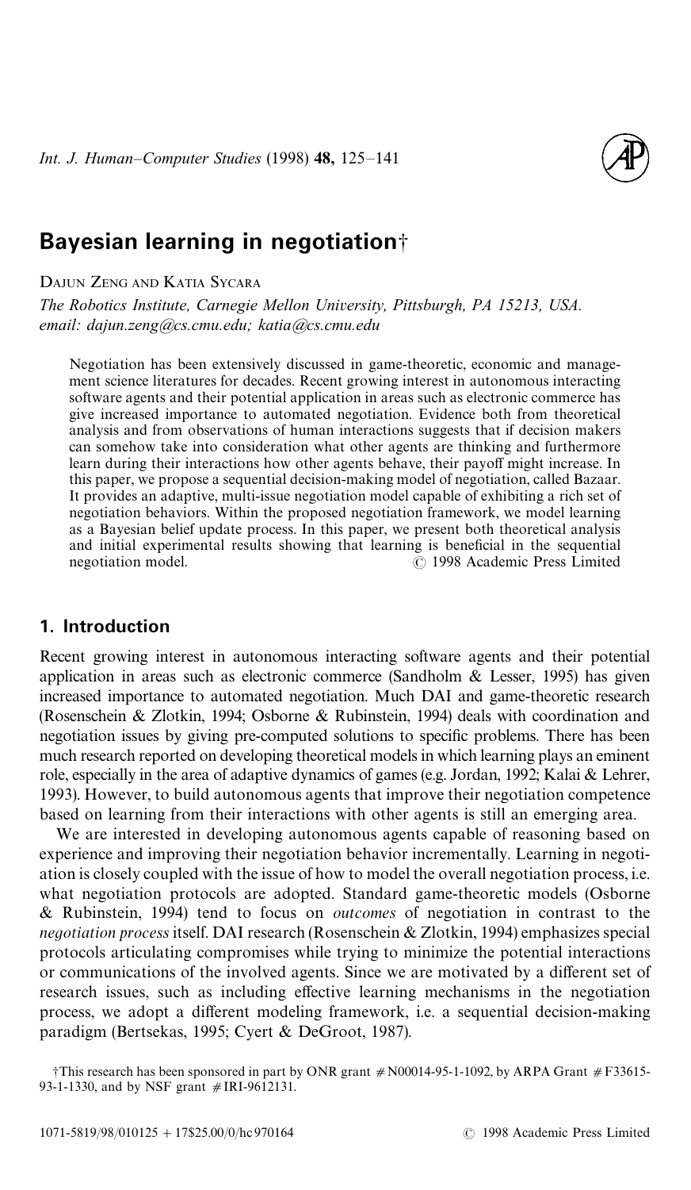# Bayesian learning in negotiation†

Dajun Zeng and Katia Sycara

*The Robotics Institute, Carnegie Mellon University, Pittsburgh, PA 15213, USA. email: dajun.zeng@cs.cmu.edu; katia@cs.cmu.edu*

Negotiation has been extensively discussed in game-theoretic, economic and management science literatures for decades. Recent growing interest in autonomous interacting software agents and their potential application in areas such as electronic commerce has give increased importance to automated negotiation. Evidence both from theoretical analysis and from observations of human interactions suggests that if decision makers can somehow take into consideration what other agents are thinking and furthermore learn during their interactions how other agents behave, their payoff might increase. In this paper, we propose a sequential decision-making model of negotiation, called Bazaar. It provides an adaptive, multi-issue negotiation model capable of exhibiting a rich set of negotiation behaviors. Within the proposed negotiation framework, we model learning as a Bayesian belief update process. In this paper, we present both theoretical analysis and initial experimental results showing that learning is beneficial in the sequential negotiation model. © 1998 Academic Press Limited

## 1. Introduction

Recent growing interest in autonomous interacting software agents and their potential application in areas such as electronic commerce (Sandholm & Lesser, 1995) has given increased importance to automated negotiation. Much DAI and game-theoretic research (Rosenschein & Zlotkin, 1994; Osborne & Rubinstein, 1994) deals with coordination and negotiation issues by giving pre-computed solutions to specific problems. There has been much research reported on developing theoretical models in which learning plays an eminent role, especially in the area of adaptive dynamics of games (e.g. Jordan, 1992; Kalai & Lehrer, 1993). However, to build autonomous agents that improve their negotiation competence based on learning from their interactions with other agents is still an emerging area.

We are interested in developing autonomous agents capable of reasoning based on experience and improving their negotiation behavior incrementally. Learning in negotiation is closely coupled with the issue of how to model the overall negotiation process, i.e. what negotiation protocols are adopted. Standard game-theoretic models (Osborne & Rubinstein, 1994) tend to focus on *outcomes* of negotiation in contrast to the *negotiation process* itself. DAI research (Rosenschein & Zlotkin, 1994) emphasizes special protocols articulating compromises while trying to minimize the potential interactions or communications of the involved agents. Since we are motivated by a different set of research issues, such as including effective learning mechanisms in the negotiation process, we adopt a different modeling framework, i.e. a sequential decision-making paradigm (Bertsekas, 1995; Cyert & DeGroot, 1987).

†This research has been sponsored in part by ONR grant #N00014-95-1-1092, by ARPA Grant #F33615-93-1-1330, and by NSF grant #IRI-9612131.

1071-5819/98/010125 + 17$25.00/0/hc 970164 © 1998 Academic Press Limited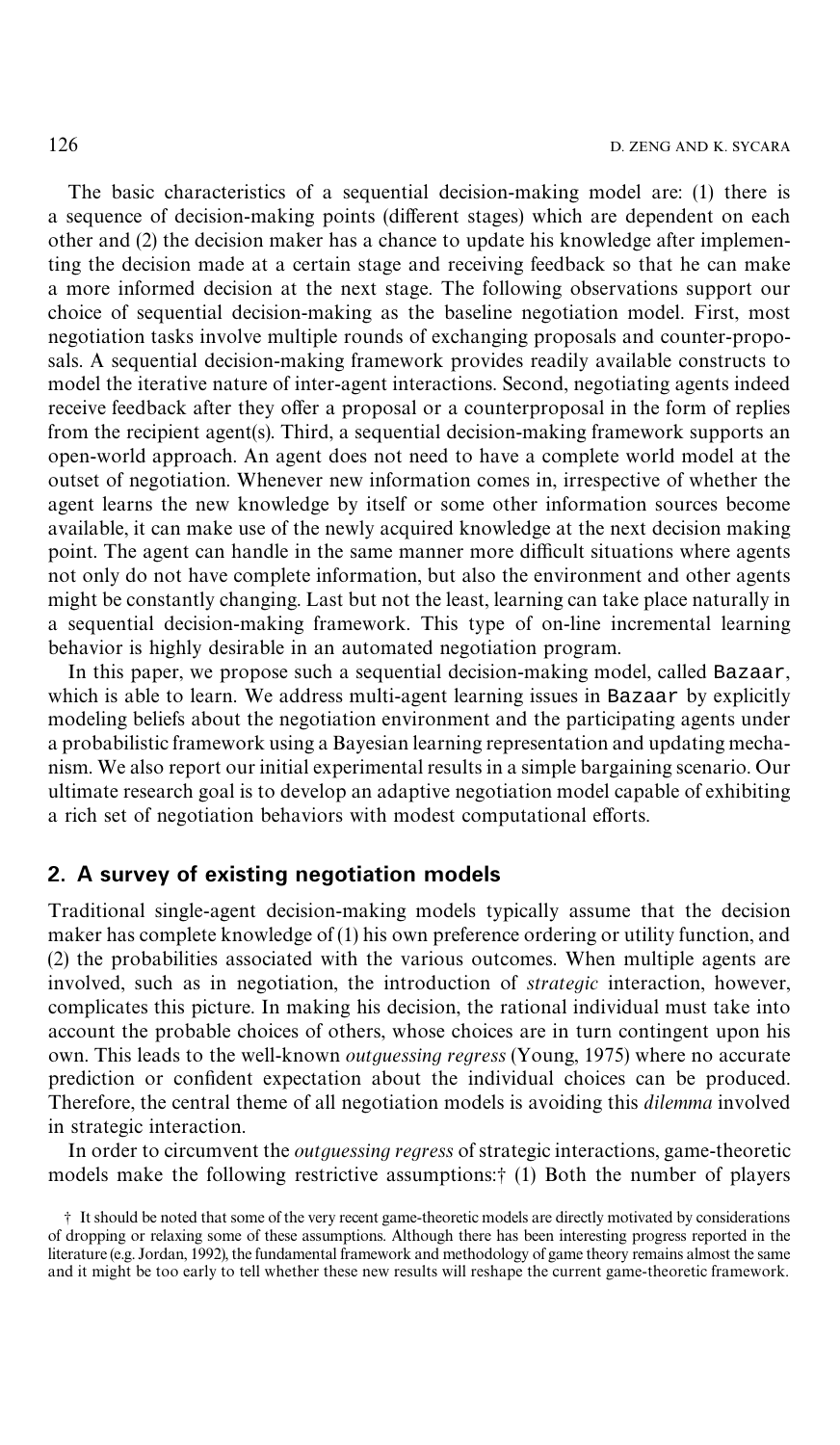The basic characteristics of a sequential decision-making model are: (1) there is a sequence of decision-making points (different stages) which are dependent on each other and (2) the decision maker has a chance to update his knowledge after implementing the decision made at a certain stage and receiving feedback so that he can make a more informed decision at the next stage. The following observations support our choice of sequential decision-making as the baseline negotiation model. First, most negotiation tasks involve multiple rounds of exchanging proposals and counter-proposals. A sequential decision-making framework provides readily available constructs to model the iterative nature of inter-agent interactions. Second, negotiating agents indeed receive feedback after they offer a proposal or a counterproposal in the form of replies from the recipient agent(s). Third, a sequential decision-making framework supports an open-world approach. An agent does not need to have a complete world model at the outset of negotiation. Whenever new information comes in, irrespective of whether the agent learns the new knowledge by itself or some other information sources become available, it can make use of the newly acquired knowledge at the next decision making point. The agent can handle in the same manner more difficult situations where agents not only do not have complete information, but also the environment and other agents might be constantly changing. Last but not the least, learning can take place naturally in a sequential decision-making framework. This type of on-line incremental learning behavior is highly desirable in an automated negotiation program.

In this paper, we propose such a sequential decision-making model, called `Bazaar`, which is able to learn. We address multi-agent learning issues in `Bazaar` by explicitly modeling beliefs about the negotiation environment and the participating agents under a probabilistic framework using a Bayesian learning representation and updating mechanism. We also report our initial experimental results in a simple bargaining scenario. Our ultimate research goal is to develop an adaptive negotiation model capable of exhibiting a rich set of negotiation behaviors with modest computational efforts.

## 2. A survey of existing negotiation models

Traditional single-agent decision-making models typically assume that the decision maker has complete knowledge of (1) his own preference ordering or utility function, and (2) the probabilities associated with the various outcomes. When multiple agents are involved, such as in negotiation, the introduction of *strategic* interaction, however, complicates this picture. In making his decision, the rational individual must take into account the probable choices of others, whose choices are in turn contingent upon his own. This leads to the well-known *outguessing regress* (Young, 1975) where no accurate prediction or confident expectation about the individual choices can be produced. Therefore, the central theme of all negotiation models is avoiding this *dilemma* involved in strategic interaction.

In order to circumvent the *outguessing regress* of strategic interactions, game-theoretic models make the following restrictive assumptions:† (1) Both the number of players

† It should be noted that some of the very recent game-theoretic models are directly motivated by considerations of dropping or relaxing some of these assumptions. Although there has been interesting progress reported in the literature (e.g. Jordan, 1992), the fundamental framework and methodology of game theory remains almost the same and it might be too early to tell whether these new results will reshape the current game-theoretic framework.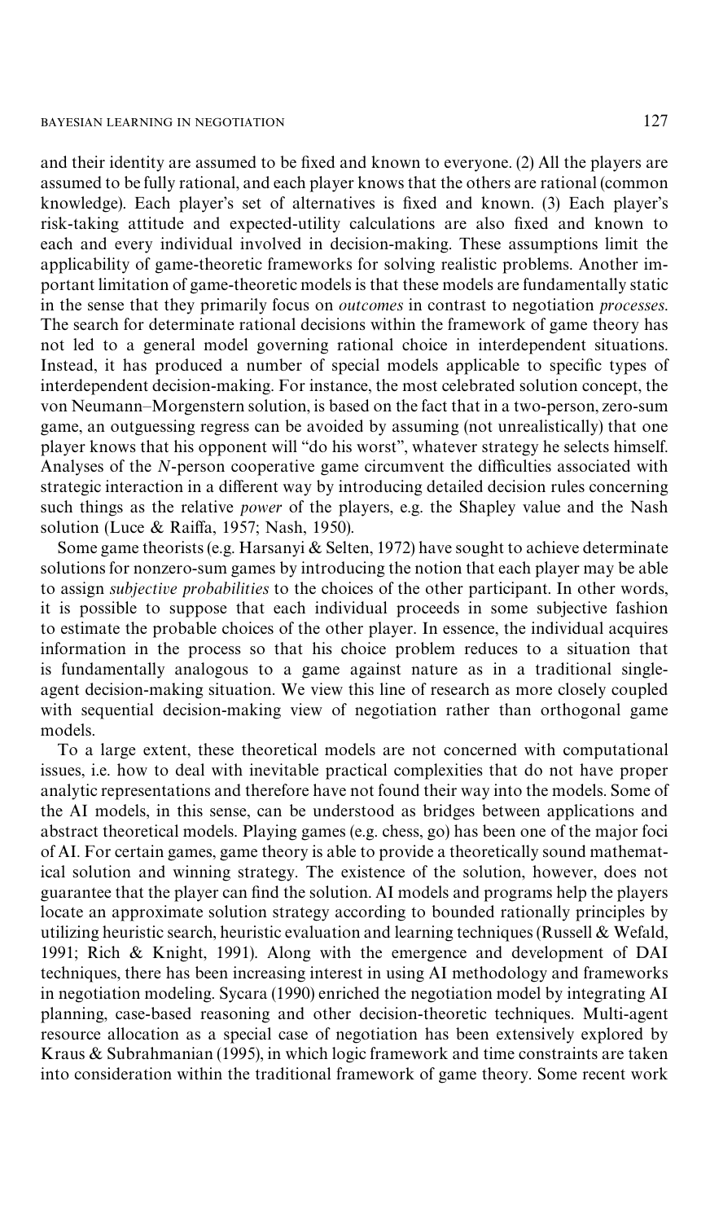and their identity are assumed to be fixed and known to everyone. (2) All the players are assumed to be fully rational, and each player knows that the others are rational (common knowledge). Each player's set of alternatives is fixed and known. (3) Each player's risk-taking attitude and expected-utility calculations are also fixed and known to each and every individual involved in decision-making. These assumptions limit the applicability of game-theoretic frameworks for solving realistic problems. Another important limitation of game-theoretic models is that these models are fundamentally static in the sense that they primarily focus on *outcomes* in contrast to negotiation *processes*. The search for determinate rational decisions within the framework of game theory has not led to a general model governing rational choice in interdependent situations. Instead, it has produced a number of special models applicable to specific types of interdependent decision-making. For instance, the most celebrated solution concept, the von Neumann–Morgenstern solution, is based on the fact that in a two-person, zero-sum game, an outguessing regress can be avoided by assuming (not unrealistically) that one player knows that his opponent will "do his worst", whatever strategy he selects himself. Analyses of the *N*-person cooperative game circumvent the difficulties associated with strategic interaction in a different way by introducing detailed decision rules concerning such things as the relative *power* of the players, e.g. the Shapley value and the Nash solution (Luce & Raiffa, 1957; Nash, 1950).

Some game theorists (e.g. Harsanyi & Selten, 1972) have sought to achieve determinate solutions for nonzero-sum games by introducing the notion that each player may be able to assign *subjective probabilities* to the choices of the other participant. In other words, it is possible to suppose that each individual proceeds in some subjective fashion to estimate the probable choices of the other player. In essence, the individual acquires information in the process so that his choice problem reduces to a situation that is fundamentally analogous to a game against nature as in a traditional single-agent decision-making situation. We view this line of research as more closely coupled with sequential decision-making view of negotiation rather than orthogonal game models.

To a large extent, these theoretical models are not concerned with computational issues, i.e. how to deal with inevitable practical complexities that do not have proper analytic representations and therefore have not found their way into the models. Some of the AI models, in this sense, can be understood as bridges between applications and abstract theoretical models. Playing games (e.g. chess, go) has been one of the major foci of AI. For certain games, game theory is able to provide a theoretically sound mathematical solution and winning strategy. The existence of the solution, however, does not guarantee that the player can find the solution. AI models and programs help the players locate an approximate solution strategy according to bounded rationally principles by utilizing heuristic search, heuristic evaluation and learning techniques (Russell & Wefald, 1991; Rich & Knight, 1991). Along with the emergence and development of DAI techniques, there has been increasing interest in using AI methodology and frameworks in negotiation modeling. Sycara (1990) enriched the negotiation model by integrating AI planning, case-based reasoning and other decision-theoretic techniques. Multi-agent resource allocation as a special case of negotiation has been extensively explored by Kraus & Subrahmanian (1995), in which logic framework and time constraints are taken into consideration within the traditional framework of game theory. Some recent work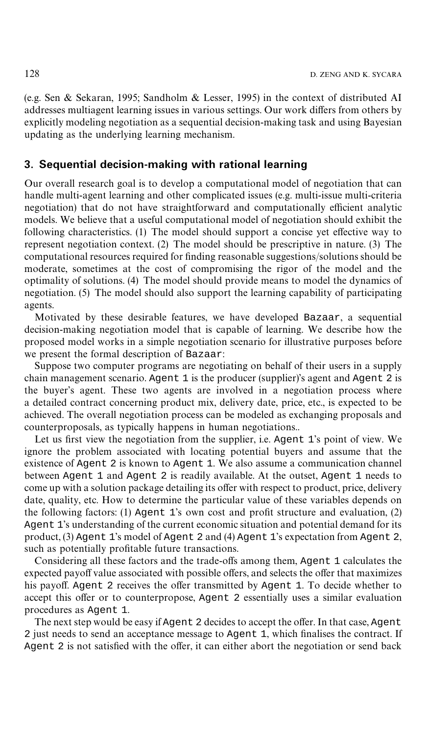(e.g. Sen & Sekaran, 1995; Sandholm & Lesser, 1995) in the context of distributed AI addresses multiagent learning issues in various settings. Our work differs from others by explicitly modeling negotiation as a sequential decision-making task and using Bayesian updating as the underlying learning mechanism.

## 3. Sequential decision-making with rational learning

Our overall research goal is to develop a computational model of negotiation that can handle multi-agent learning and other complicated issues (e.g. multi-issue multi-criteria negotiation) that do not have straightforward and computationally efficient analytic models. We believe that a useful computational model of negotiation should exhibit the following characteristics. (1) The model should support a concise yet effective way to represent negotiation context. (2) The model should be prescriptive in nature. (3) The computational resources required for finding reasonable suggestions/solutions should be moderate, sometimes at the cost of compromising the rigor of the model and the optimality of solutions. (4) The model should provide means to model the dynamics of negotiation. (5) The model should also support the learning capability of participating agents.

Motivated by these desirable features, we have developed `Bazaar`, a sequential decision-making negotiation model that is capable of learning. We describe how the proposed model works in a simple negotiation scenario for illustrative purposes before we present the formal description of `Bazaar`:

Suppose two computer programs are negotiating on behalf of their users in a supply chain management scenario. `Agent 1` is the producer (supplier)'s agent and `Agent 2` is the buyer's agent. These two agents are involved in a negotiation process where a detailed contract concerning product mix, delivery date, price, etc., is expected to be achieved. The overall negotiation process can be modeled as exchanging proposals and counterproposals, as typically happens in human negotiations..

Let us first view the negotiation from the supplier, i.e. `Agent 1`'s point of view. We ignore the problem associated with locating potential buyers and assume that the existence of `Agent 2` is known to `Agent 1`. We also assume a communication channel between `Agent 1` and `Agent 2` is readily available. At the outset, `Agent 1` needs to come up with a solution package detailing its offer with respect to product, price, delivery date, quality, etc. How to determine the particular value of these variables depends on the following factors: (1) `Agent 1`'s own cost and profit structure and evaluation, (2) `Agent 1`'s understanding of the current economic situation and potential demand for its product, (3) `Agent 1`'s model of `Agent 2` and (4) `Agent 1`'s expectation from `Agent 2`, such as potentially profitable future transactions.

Considering all these factors and the trade-offs among them, `Agent 1` calculates the expected payoff value associated with possible offers, and selects the offer that maximizes his payoff. `Agent 2` receives the offer transmitted by `Agent 1`. To decide whether to accept this offer or to counterpropose, `Agent 2` essentially uses a similar evaluation procedures as `Agent 1`.

The next step would be easy if `Agent 2` decides to accept the offer. In that case, `Agent 2` just needs to send an acceptance message to `Agent 1`, which finalises the contract. If `Agent 2` is not satisfied with the offer, it can either abort the negotiation or send back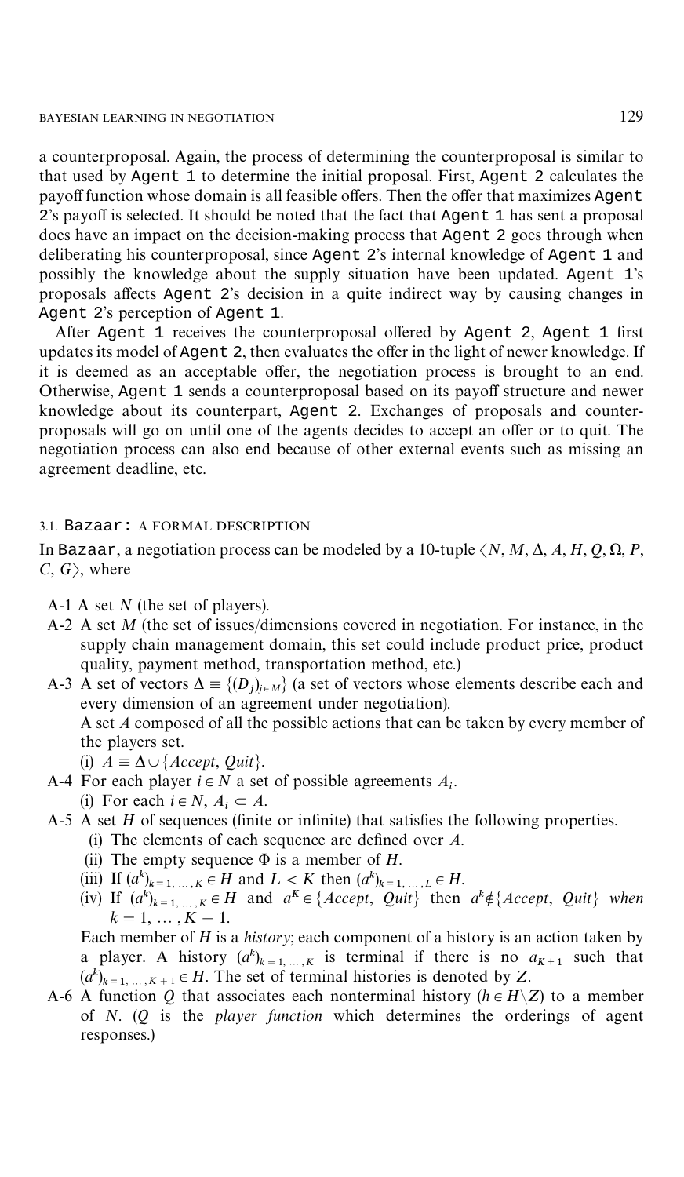a counterproposal. Again, the process of determining the counterproposal is similar to that used by `Agent 1` to determine the initial proposal. First, `Agent 2` calculates the payoff function whose domain is all feasible offers. Then the offer that maximizes `Agent 2`'s payoff is selected. It should be noted that the fact that `Agent 1` has sent a proposal does have an impact on the decision-making process that `Agent 2` goes through when deliberating his counterproposal, since `Agent 2`'s internal knowledge of `Agent 1` and possibly the knowledge about the supply situation have been updated. `Agent 1`'s proposals affects `Agent 2`'s decision in a quite indirect way by causing changes in `Agent 2`'s perception of `Agent 1`.

After `Agent 1` receives the counterproposal offered by `Agent 2`, `Agent 1` first updates its model of `Agent 2`, then evaluates the offer in the light of newer knowledge. If it is deemed as an acceptable offer, the negotiation process is brought to an end. Otherwise, `Agent 1` sends a counterproposal based on its payoff structure and newer knowledge about its counterpart, `Agent 2`. Exchanges of proposals and counterproposals will go on until one of the agents decides to accept an offer or to quit. The negotiation process can also end because of other external events such as missing an agreement deadline, etc.

### 3.1. `Bazaar`: A FORMAL DESCRIPTION

In `Bazaar`, a negotiation process can be modeled by a 10-tuple $\langle N, M, \Delta, A, H, Q, \Omega, P, C, G \rangle$, where

- A-1 A set $N$ (the set of players).
- A-2 A set $M$ (the set of issues/dimensions covered in negotiation. For instance, in the supply chain management domain, this set could include product price, product quality, payment method, transportation method, etc.)
- A-3 A set of vectors $\Delta \equiv \{(D_j)_{j \in M}\}$ (a set of vectors whose elements describe each and every dimension of an agreement under negotiation).
  A set $A$ composed of all the possible actions that can be taken by every member of the players set.
  - (i) $A \equiv \Delta \cup \{Accept, Quit\}$.
- A-4 For each player $i \in N$ a set of possible agreements $A_i$.
  - (i) For each $i \in N$, $A_i \subset A$.
- A-5 A set $H$ of sequences (finite or infinite) that satisfies the following properties.
  - (i) The elements of each sequence are defined over $A$.
  - (ii) The empty sequence $\Phi$ is a member of $H$.
  - (iii) If $(a^k)_{k=1,\dots,K} \in H$ and $L < K$ then $(a^k)_{k=1,\dots,L} \in H$.
  - (iv) If $(a^k)_{k=1,\dots,K} \in H$ and $a^K \in \{Accept, Quit\}$ then $a^k \notin \{Accept, Quit\}$ *when* $k = 1, \dots, K-1$.

  Each member of $H$ is a *history*; each component of a history is an action taken by a player. A history $(a^k)_{k=1,\dots,K}$ is terminal if there is no $a_{K+1}$ such that $(a^k)_{k=1,\dots,K+1} \in H$. The set of terminal histories is denoted by $Z$.
- A-6 A function $Q$ that associates each nonterminal history ($h \in H \setminus Z$) to a member of $N$. ($Q$ is the *player function* which determines the orderings of agent responses.)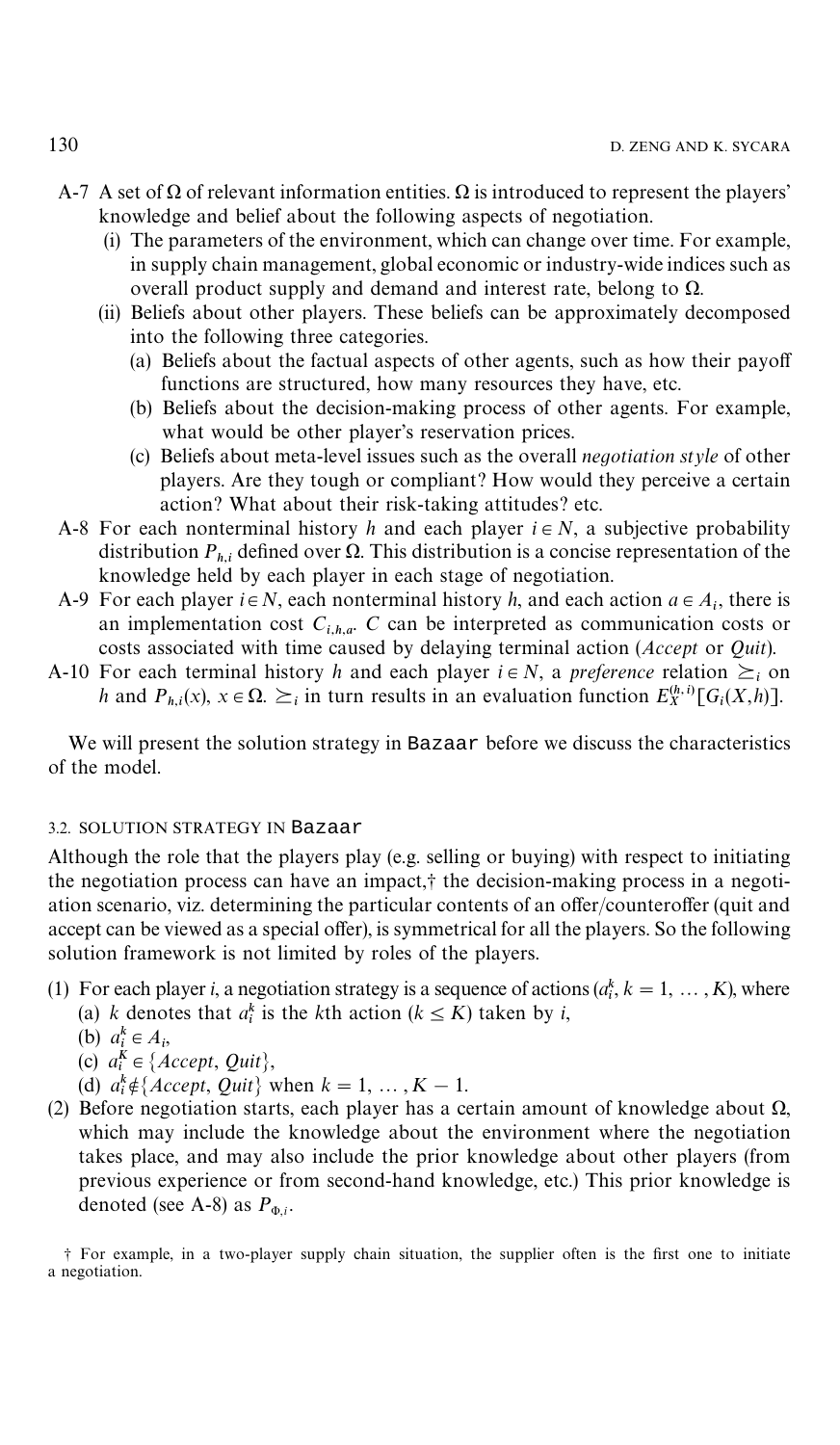A-7 A set of $\Omega$ of relevant information entities. $\Omega$ is introduced to represent the players' knowledge and belief about the following aspects of negotiation.

   (i) The parameters of the environment, which can change over time. For example, in supply chain management, global economic or industry-wide indices such as overall product supply and demand and interest rate, belong to $\Omega$.

   (ii) Beliefs about other players. These beliefs can be approximately decomposed into the following three categories.

      (a) Beliefs about the factual aspects of other agents, such as how their payoff functions are structured, how many resources they have, etc.

      (b) Beliefs about the decision-making process of other agents. For example, what would be other player's reservation prices.

      (c) Beliefs about meta-level issues such as the overall *negotiation style* of other players. Are they tough or compliant? How would they perceive a certain action? What about their risk-taking attitudes? etc.

A-8 For each nonterminal history $h$ and each player $i \in N$, a subjective probability distribution $P_{h,i}$ defined over $\Omega$. This distribution is a concise representation of the knowledge held by each player in each stage of negotiation.

A-9 For each player $i \in N$, each nonterminal history $h$, and each action $a \in A_i$, there is an implementation cost $C_{i,h,a}$. $C$ can be interpreted as communication costs or costs associated with time caused by delaying terminal action (*Accept* or *Quit*).

A-10 For each terminal history $h$ and each player $i \in N$, a *preference* relation $\succeq_i$ on $h$ and $P_{h,i}(x)$, $x \in \Omega$. $\succeq_i$ in turn results in an evaluation function $E_X^{(h,i)}[G_i(X,h)]$.

We will present the solution strategy in `Bazaar` before we discuss the characteristics of the model.

### 3.2. SOLUTION STRATEGY IN `Bazaar`

Although the role that the players play (e.g. selling or buying) with respect to initiating the negotiation process can have an impact,† the decision-making process in a negotiation scenario, viz. determining the particular contents of an offer/counteroffer (quit and accept can be viewed as a special offer), is symmetrical for all the players. So the following solution framework is not limited by roles of the players.

(1) For each player $i$, a negotiation strategy is a sequence of actions ($a_i^k$, $k = 1, \ldots, K$), where
   (a) $k$ denotes that $a_i^k$ is the $k$th action ($k \leq K$) taken by $i$,
   (b) $a_i^k \in A_i$,
   (c) $a_i^K \in \{Accept, Quit\}$,
   (d) $a_i^k \notin \{Accept, Quit\}$ when $k = 1, \ldots, K-1$.

(2) Before negotiation starts, each player has a certain amount of knowledge about $\Omega$, which may include the knowledge about the environment where the negotiation takes place, and may also include the prior knowledge about other players (from previous experience or from second-hand knowledge, etc.) This prior knowledge is denoted (see A-8) as $P_{\Phi,i}$.

† For example, in a two-player supply chain situation, the supplier often is the first one to initiate a negotiation.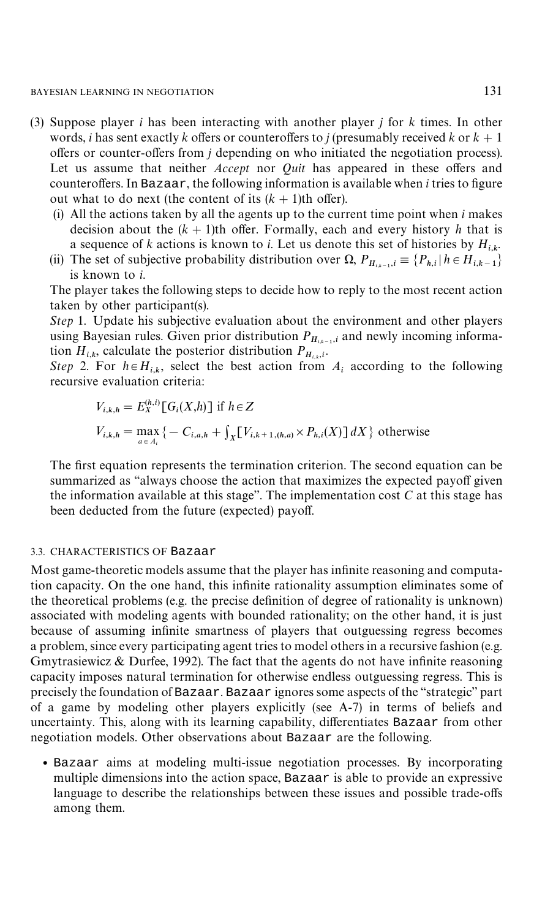(3) Suppose player $i$ has been interacting with another player $j$ for $k$ times. In other words, $i$ has sent exactly $k$ offers or counteroffers to $j$ (presumably received $k$ or $k + 1$ offers or counter-offers from $j$ depending on who initiated the negotiation process). Let us assume that neither *Accept* nor *Quit* has appeared in these offers and counteroffers. In `Bazaar`, the following information is available when $i$ tries to figure out what to do next (the content of its $(k + 1)$th offer).

   (i) All the actions taken by all the agents up to the current time point when $i$ makes decision about the $(k + 1)$th offer. Formally, each and every history $h$ that is a sequence of $k$ actions is known to $i$. Let us denote this set of histories by $H_{i,k}$.

   (ii) The set of subjective probability distribution over $\Omega$, $P_{H_{i,k-1},i} \equiv \{P_{h,i} \mid h \in H_{i,k-1}\}$ is known to $i$.

   The player takes the following steps to decide how to reply to the most recent action taken by other participant(s).

   *Step* 1. Update his subjective evaluation about the environment and other players using Bayesian rules. Given prior distribution $P_{H_{i,k-1},i}$ and newly incoming information $H_{i,k}$, calculate the posterior distribution $P_{H_{i,k},i}$.

   *Step* 2. For $h \in H_{i,k}$, select the best action from $A_i$ according to the following recursive evaluation criteria:

$$V_{i,k,h} = E_X^{(h,i)}[G_i(X,h)] \text{ if } h \in Z$$

$$V_{i,k,h} = \max_{a \in A_i} \{ -C_{i,a,h} + \textstyle\int_X [V_{i,k+1,(h,a)} \times P_{h,i}(X)]\, dX \} \text{ otherwise}$$

   The first equation represents the termination criterion. The second equation can be summarized as "always choose the action that maximizes the expected payoff given the information available at this stage". The implementation cost $C$ at this stage has been deducted from the future (expected) payoff.

### 3.3. CHARACTERISTICS OF `Bazaar`

Most game-theoretic models assume that the player has infinite reasoning and computation capacity. On the one hand, this infinite rationality assumption eliminates some of the theoretical problems (e.g. the precise definition of degree of rationality is unknown) associated with modeling agents with bounded rationality; on the other hand, it is just because of assuming infinite smartness of players that outguessing regress becomes a problem, since every participating agent tries to model others in a recursive fashion (e.g. Gmytrasiewicz & Durfee, 1992). The fact that the agents do not have infinite reasoning capacity imposes natural termination for otherwise endless outguessing regress. This is precisely the foundation of `Bazaar`. `Bazaar` ignores some aspects of the "strategic" part of a game by modeling other players explicitly (see A-7) in terms of beliefs and uncertainty. This, along with its learning capability, differentiates `Bazaar` from other negotiation models. Other observations about `Bazaar` are the following.

- `Bazaar` aims at modeling multi-issue negotiation processes. By incorporating multiple dimensions into the action space, `Bazaar` is able to provide an expressive language to describe the relationships between these issues and possible trade-offs among them.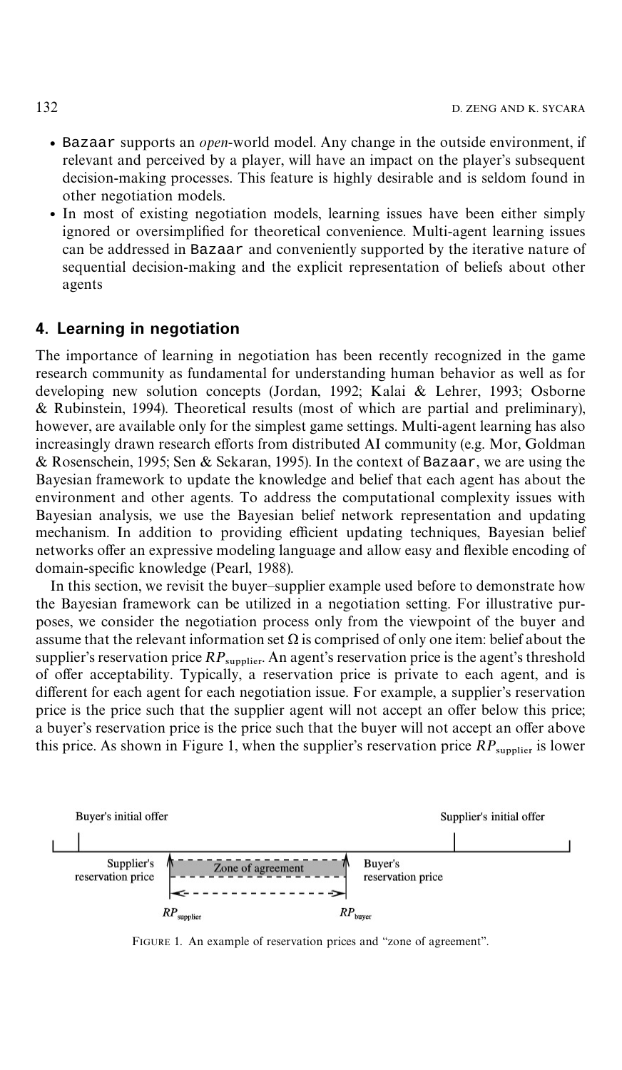- Bazaar supports an *open*-world model. Any change in the outside environment, if relevant and perceived by a player, will have an impact on the player's subsequent decision-making processes. This feature is highly desirable and is seldom found in other negotiation models.
- In most of existing negotiation models, learning issues have been either simply ignored or oversimplified for theoretical convenience. Multi-agent learning issues can be addressed in Bazaar and conveniently supported by the iterative nature of sequential decision-making and the explicit representation of beliefs about other agents

## 4. Learning in negotiation

The importance of learning in negotiation has been recently recognized in the game research community as fundamental for understanding human behavior as well as for developing new solution concepts (Jordan, 1992; Kalai & Lehrer, 1993; Osborne & Rubinstein, 1994). Theoretical results (most of which are partial and preliminary), however, are available only for the simplest game settings. Multi-agent learning has also increasingly drawn research efforts from distributed AI community (e.g. Mor, Goldman & Rosenschein, 1995; Sen & Sekaran, 1995). In the context of Bazaar, we are using the Bayesian framework to update the knowledge and belief that each agent has about the environment and other agents. To address the computational complexity issues with Bayesian analysis, we use the Bayesian belief network representation and updating mechanism. In addition to providing efficient updating techniques, Bayesian belief networks offer an expressive modeling language and allow easy and flexible encoding of domain-specific knowledge (Pearl, 1988).

In this section, we revisit the buyer–supplier example used before to demonstrate how the Bayesian framework can be utilized in a negotiation setting. For illustrative purposes, we consider the negotiation process only from the viewpoint of the buyer and assume that the relevant information set $\Omega$ is comprised of only one item: belief about the supplier's reservation price $RP_{\text{supplier}}$. An agent's reservation price is the agent's threshold of offer acceptability. Typically, a reservation price is private to each agent, and is different for each agent for each negotiation issue. For example, a supplier's reservation price is the price such that the supplier agent will not accept an offer below this price; a buyer's reservation price is the price such that the buyer will not accept an offer above this price. As shown in Figure 1, when the supplier's reservation price $RP_{\text{supplier}}$ is lower

FIGURE 1. An example of reservation prices and "zone of agreement".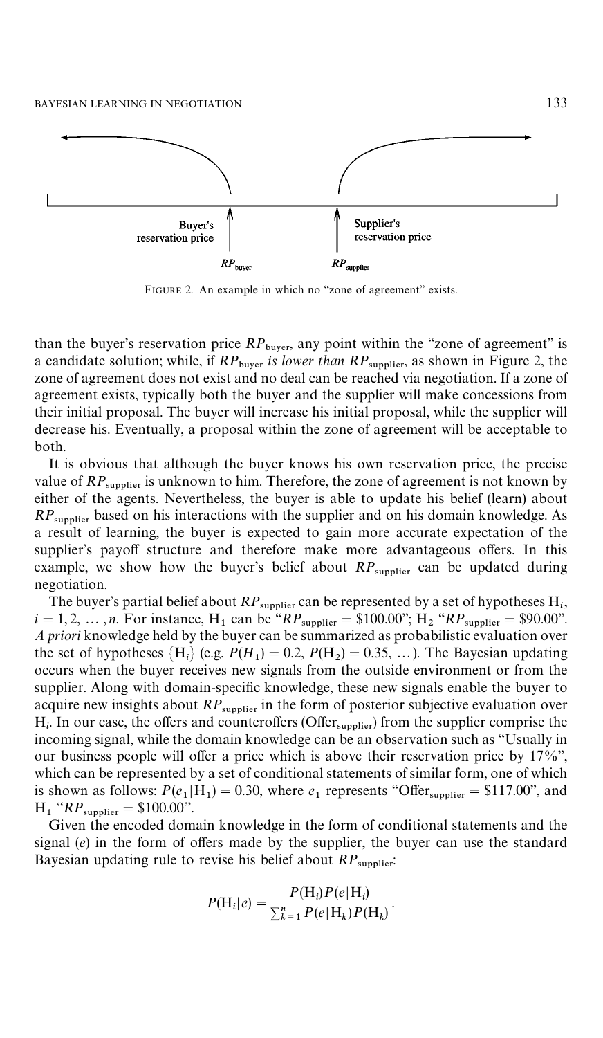FIGURE 2. An example in which no "zone of agreement" exists.

than the buyer's reservation price $RP_{\text{buyer}}$, any point within the "zone of agreement" is a candidate solution; while, if $RP_{\text{buyer}}$ *is lower than* $RP_{\text{supplier}}$, as shown in Figure 2, the zone of agreement does not exist and no deal can be reached via negotiation. If a zone of agreement exists, typically both the buyer and the supplier will make concessions from their initial proposal. The buyer will increase his initial proposal, while the supplier will decrease his. Eventually, a proposal within the zone of agreement will be acceptable to both.

It is obvious that although the buyer knows his own reservation price, the precise value of $RP_{\text{supplier}}$ is unknown to him. Therefore, the zone of agreement is not known by either of the agents. Nevertheless, the buyer is able to update his belief (learn) about $RP_{\text{supplier}}$ based on his interactions with the supplier and on his domain knowledge. As a result of learning, the buyer is expected to gain more accurate expectation of the supplier's payoff structure and therefore make more advantageous offers. In this example, we show how the buyer's belief about $RP_{\text{supplier}}$ can be updated during negotiation.

The buyer's partial belief about $RP_{\text{supplier}}$ can be represented by a set of hypotheses $H_i$, $i = 1, 2, \ldots, n$. For instance, $H_1$ can be "$RP_{\text{supplier}} = \$100.00$"; $H_2$ "$RP_{\text{supplier}} = \$90.00$". *A priori* knowledge held by the buyer can be summarized as probabilistic evaluation over the set of hypotheses $\{H_i\}$ (e.g. $P(H_1) = 0.2$, $P(H_2) = 0.35$, $\ldots$). The Bayesian updating occurs when the buyer receives new signals from the outside environment or from the supplier. Along with domain-specific knowledge, these new signals enable the buyer to acquire new insights about $RP_{\text{supplier}}$ in the form of posterior subjective evaluation over $H_i$. In our case, the offers and counteroffers ($\text{Offer}_{\text{supplier}}$) from the supplier comprise the incoming signal, while the domain knowledge can be an observation such as "Usually in our business people will offer a price which is above their reservation price by 17%", which can be represented by a set of conditional statements of similar form, one of which is shown as follows: $P(e_1|H_1) = 0.30$, where $e_1$ represents "$\text{Offer}_{\text{supplier}} = \$117.00$", and $H_1$ "$RP_{\text{supplier}} = \$100.00$".

Given the encoded domain knowledge in the form of conditional statements and the signal ($e$) in the form of offers made by the supplier, the buyer can use the standard Bayesian updating rule to revise his belief about $RP_{\text{supplier}}$:

$$P(H_i|e) = \frac{P(H_i)P(e|H_i)}{\sum_{k=1}^{n} P(e|H_k)P(H_k)}.$$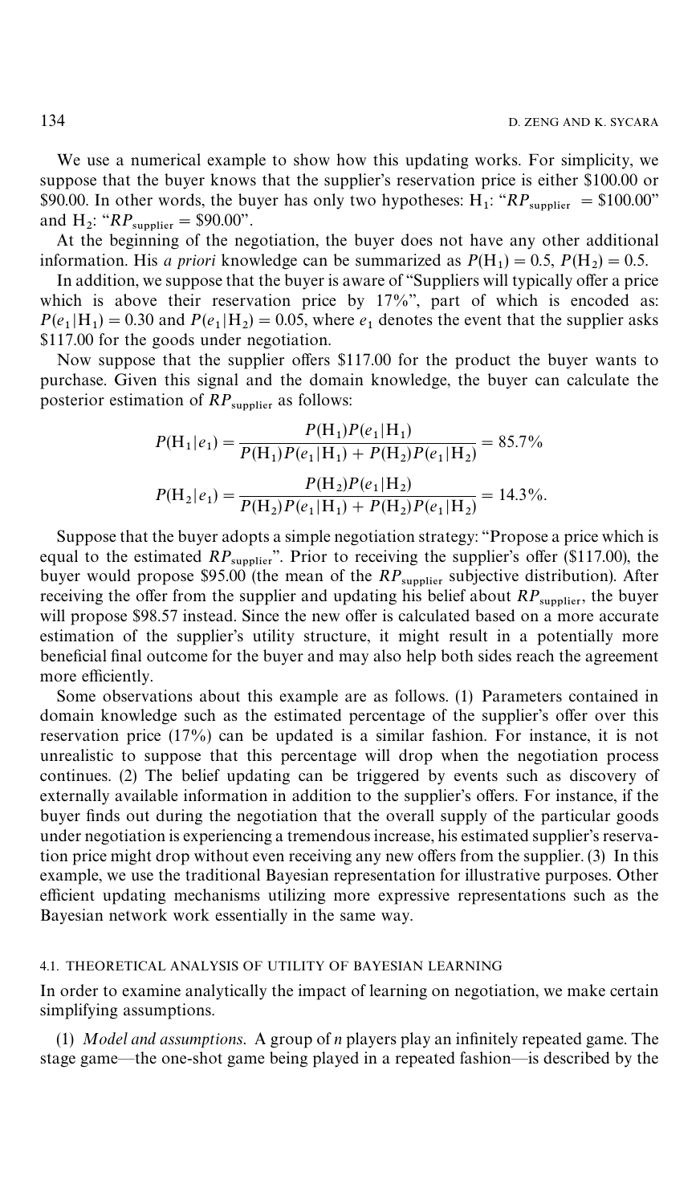We use a numerical example to show how this updating works. For simplicity, we suppose that the buyer knows that the supplier's reservation price is either \$100.00 or \$90.00. In other words, the buyer has only two hypotheses: $H_1$: "$RP_{\text{supplier}} = \$100.00$" and $H_2$: "$RP_{\text{supplier}} = \$90.00$".

At the beginning of the negotiation, the buyer does not have any other additional information. His *a priori* knowledge can be summarized as $P(H_1) = 0.5$, $P(H_2) = 0.5$.

In addition, we suppose that the buyer is aware of "Suppliers will typically offer a price which is above their reservation price by 17%", part of which is encoded as: $P(e_1|H_1) = 0.30$ and $P(e_1|H_2) = 0.05$, where $e_1$ denotes the event that the supplier asks \$117.00 for the goods under negotiation.

Now suppose that the supplier offers \$117.00 for the product the buyer wants to purchase. Given this signal and the domain knowledge, the buyer can calculate the posterior estimation of $RP_{\text{supplier}}$ as follows:

$$P(H_1|e_1) = \frac{P(H_1)P(e_1|H_1)}{P(H_1)P(e_1|H_1) + P(H_2)P(e_1|H_2)} = 85.7\%$$

$$P(H_2|e_1) = \frac{P(H_2)P(e_1|H_2)}{P(H_2)P(e_1|H_1) + P(H_2)P(e_1|H_2)} = 14.3\%.$$

Suppose that the buyer adopts a simple negotiation strategy: "Propose a price which is equal to the estimated $RP_{\text{supplier}}$". Prior to receiving the supplier's offer (\$117.00), the buyer would propose \$95.00 (the mean of the $RP_{\text{supplier}}$ subjective distribution). After receiving the offer from the supplier and updating his belief about $RP_{\text{supplier}}$, the buyer will propose \$98.57 instead. Since the new offer is calculated based on a more accurate estimation of the supplier's utility structure, it might result in a potentially more beneficial final outcome for the buyer and may also help both sides reach the agreement more efficiently.

Some observations about this example are as follows. (1) Parameters contained in domain knowledge such as the estimated percentage of the supplier's offer over this reservation price (17%) can be updated is a similar fashion. For instance, it is not unrealistic to suppose that this percentage will drop when the negotiation process continues. (2) The belief updating can be triggered by events such as discovery of externally available information in addition to the supplier's offers. For instance, if the buyer finds out during the negotiation that the overall supply of the particular goods under negotiation is experiencing a tremendous increase, his estimated supplier's reservation price might drop without even receiving any new offers from the supplier. (3) In this example, we use the traditional Bayesian representation for illustrative purposes. Other efficient updating mechanisms utilizing more expressive representations such as the Bayesian network work essentially in the same way.

### 4.1. THEORETICAL ANALYSIS OF UTILITY OF BAYESIAN LEARNING

In order to examine analytically the impact of learning on negotiation, we make certain simplifying assumptions.

(1) *Model and assumptions.* A group of $n$ players play an infinitely repeated game. The stage game—the one-shot game being played in a repeated fashion—is described by the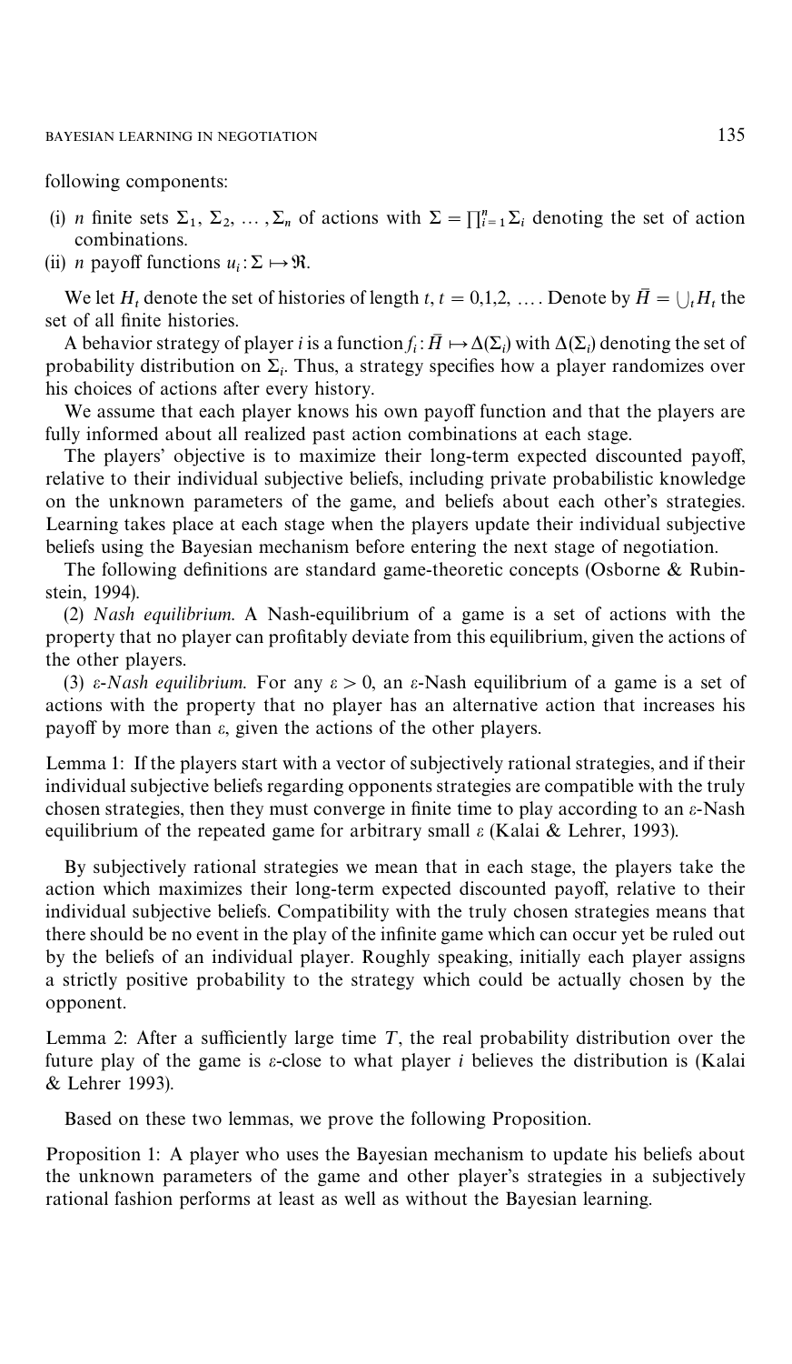following components:

(i) $n$ finite sets $\Sigma_1, \Sigma_2, \ldots, \Sigma_n$ of actions with $\Sigma = \prod_{i=1}^{n} \Sigma_i$ denoting the set of action combinations.

(ii) $n$ payoff functions $u_i : \Sigma \mapsto \Re$.

We let $H_t$ denote the set of histories of length $t$, $t = 0,1,2, \ldots$. Denote by $\bar{H} = \bigcup_t H_t$ the set of all finite histories.

A behavior strategy of player $i$ is a function $f_i : \bar{H} \mapsto \Delta(\Sigma_i)$ with $\Delta(\Sigma_i)$ denoting the set of probability distribution on $\Sigma_i$. Thus, a strategy specifies how a player randomizes over his choices of actions after every history.

We assume that each player knows his own payoff function and that the players are fully informed about all realized past action combinations at each stage.

The players' objective is to maximize their long-term expected discounted payoff, relative to their individual subjective beliefs, including private probabilistic knowledge on the unknown parameters of the game, and beliefs about each other's strategies. Learning takes place at each stage when the players update their individual subjective beliefs using the Bayesian mechanism before entering the next stage of negotiation.

The following definitions are standard game-theoretic concepts (Osborne & Rubinstein, 1994).

(2) *Nash equilibrium.* A Nash-equilibrium of a game is a set of actions with the property that no player can profitably deviate from this equilibrium, given the actions of the other players.

(3) *ε-Nash equilibrium.* For any $\varepsilon > 0$, an $\varepsilon$-Nash equilibrium of a game is a set of actions with the property that no player has an alternative action that increases his payoff by more than $\varepsilon$, given the actions of the other players.

Lemma 1: If the players start with a vector of subjectively rational strategies, and if their individual subjective beliefs regarding opponents strategies are compatible with the truly chosen strategies, then they must converge in finite time to play according to an $\varepsilon$-Nash equilibrium of the repeated game for arbitrary small $\varepsilon$ (Kalai & Lehrer, 1993).

By subjectively rational strategies we mean that in each stage, the players take the action which maximizes their long-term expected discounted payoff, relative to their individual subjective beliefs. Compatibility with the truly chosen strategies means that there should be no event in the play of the infinite game which can occur yet be ruled out by the beliefs of an individual player. Roughly speaking, initially each player assigns a strictly positive probability to the strategy which could be actually chosen by the opponent.

Lemma 2: After a sufficiently large time $T$, the real probability distribution over the future play of the game is $\varepsilon$-close to what player $i$ believes the distribution is (Kalai & Lehrer 1993).

Based on these two lemmas, we prove the following Proposition.

Proposition 1: A player who uses the Bayesian mechanism to update his beliefs about the unknown parameters of the game and other player's strategies in a subjectively rational fashion performs at least as well as without the Bayesian learning.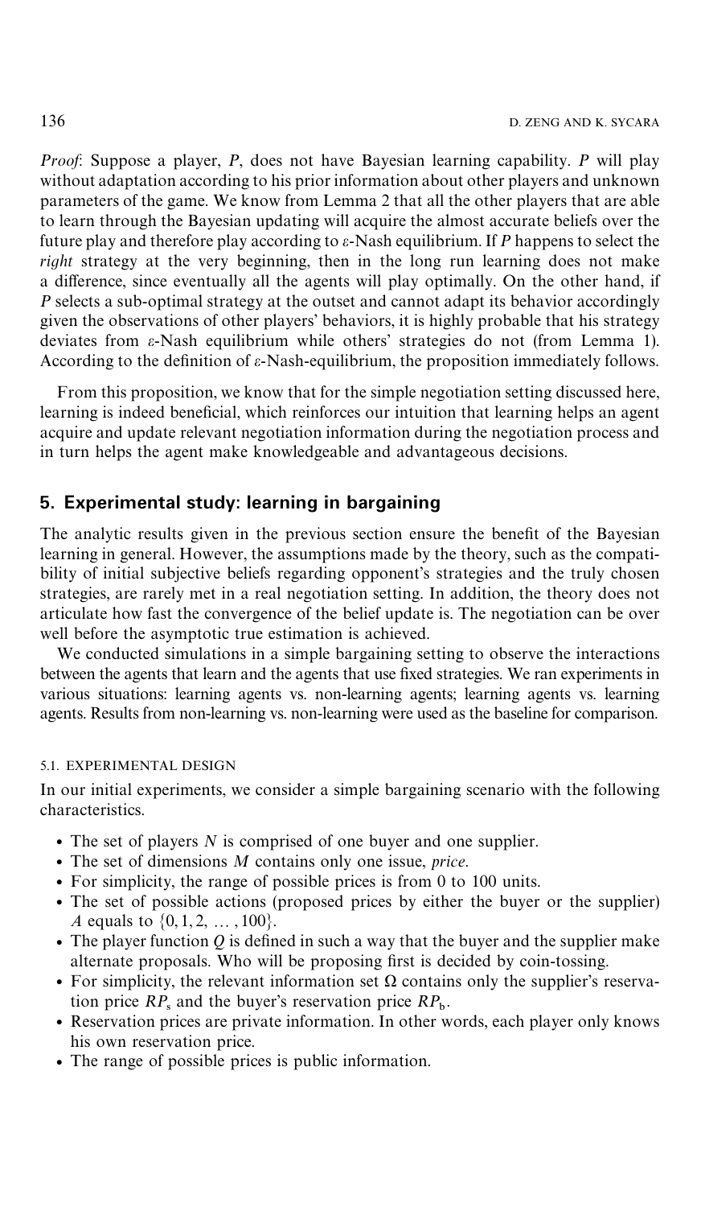*Proof*: Suppose a player, $P$, does not have Bayesian learning capability. $P$ will play without adaptation according to his prior information about other players and unknown parameters of the game. We know from Lemma 2 that all the other players that are able to learn through the Bayesian updating will acquire the almost accurate beliefs over the future play and therefore play according to $\varepsilon$-Nash equilibrium. If $P$ happens to select the *right* strategy at the very beginning, then in the long run learning does not make a difference, since eventually all the agents will play optimally. On the other hand, if $P$ selects a sub-optimal strategy at the outset and cannot adapt its behavior accordingly given the observations of other players' behaviors, it is highly probable that his strategy deviates from $\varepsilon$-Nash equilibrium while others' strategies do not (from Lemma 1). According to the definition of $\varepsilon$-Nash-equilibrium, the proposition immediately follows.

From this proposition, we know that for the simple negotiation setting discussed here, learning is indeed beneficial, which reinforces our intuition that learning helps an agent acquire and update relevant negotiation information during the negotiation process and in turn helps the agent make knowledgeable and advantageous decisions.

## 5. Experimental study: learning in bargaining

The analytic results given in the previous section ensure the benefit of the Bayesian learning in general. However, the assumptions made by the theory, such as the compatibility of initial subjective beliefs regarding opponent's strategies and the truly chosen strategies, are rarely met in a real negotiation setting. In addition, the theory does not articulate how fast the convergence of the belief update is. The negotiation can be over well before the asymptotic true estimation is achieved.

We conducted simulations in a simple bargaining setting to observe the interactions between the agents that learn and the agents that use fixed strategies. We ran experiments in various situations: learning agents vs. non-learning agents; learning agents vs. learning agents. Results from non-learning vs. non-learning were used as the baseline for comparison.

### 5.1. EXPERIMENTAL DESIGN

In our initial experiments, we consider a simple bargaining scenario with the following characteristics.

- The set of players $N$ is comprised of one buyer and one supplier.
- The set of dimensions $M$ contains only one issue, *price*.
- For simplicity, the range of possible prices is from 0 to 100 units.
- The set of possible actions (proposed prices by either the buyer or the supplier) $A$ equals to $\{0, 1, 2, \ldots, 100\}$.
- The player function $Q$ is defined in such a way that the buyer and the supplier make alternate proposals. Who will be proposing first is decided by coin-tossing.
- For simplicity, the relevant information set $\Omega$ contains only the supplier's reservation price $RP_s$ and the buyer's reservation price $RP_b$.
- Reservation prices are private information. In other words, each player only knows his own reservation price.
- The range of possible prices is public information.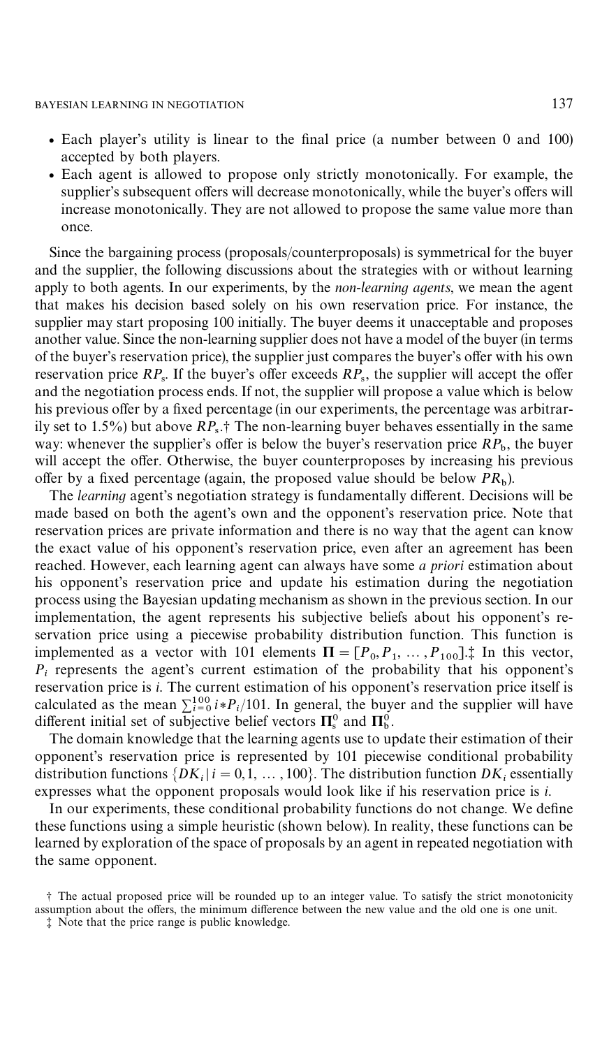- Each player's utility is linear to the final price (a number between 0 and 100) accepted by both players.
- Each agent is allowed to propose only strictly monotonically. For example, the supplier's subsequent offers will decrease monotonically, while the buyer's offers will increase monotonically. They are not allowed to propose the same value more than once.

Since the bargaining process (proposals/counterproposals) is symmetrical for the buyer and the supplier, the following discussions about the strategies with or without learning apply to both agents. In our experiments, by the *non-learning agents*, we mean the agent that makes his decision based solely on his own reservation price. For instance, the supplier may start proposing 100 initially. The buyer deems it unacceptable and proposes another value. Since the non-learning supplier does not have a model of the buyer (in terms of the buyer's reservation price), the supplier just compares the buyer's offer with his own reservation price $RP_s$. If the buyer's offer exceeds $RP_s$, the supplier will accept the offer and the negotiation process ends. If not, the supplier will propose a value which is below his previous offer by a fixed percentage (in our experiments, the percentage was arbitrarily set to 1.5%) but above $RP_s$.† The non-learning buyer behaves essentially in the same way: whenever the supplier's offer is below the buyer's reservation price $RP_b$, the buyer will accept the offer. Otherwise, the buyer counterproposes by increasing his previous offer by a fixed percentage (again, the proposed value should be below $PR_b$).

The *learning* agent's negotiation strategy is fundamentally different. Decisions will be made based on both the agent's own and the opponent's reservation price. Note that reservation prices are private information and there is no way that the agent can know the exact value of his opponent's reservation price, even after an agreement has been reached. However, each learning agent can always have some *a priori* estimation about his opponent's reservation price and update his estimation during the negotiation process using the Bayesian updating mechanism as shown in the previous section. In our implementation, the agent represents his subjective beliefs about his opponent's reservation price using a piecewise probability distribution function. This function is implemented as a vector with 101 elements $\mathbf{\Pi} = [P_0, P_1, \dots, P_{100}]$.‡ In this vector, $P_i$ represents the agent's current estimation of the probability that his opponent's reservation price is $i$. The current estimation of his opponent's reservation price itself is calculated as the mean $\sum_{i=0}^{100} i*P_i/101$. In general, the buyer and the supplier will have different initial set of subjective belief vectors $\mathbf{\Pi}_s^0$ and $\mathbf{\Pi}_b^0$.

The domain knowledge that the learning agents use to update their estimation of their opponent's reservation price is represented by 101 piecewise conditional probability distribution functions $\{DK_i \mid i = 0, 1, \dots, 100\}$. The distribution function $DK_i$ essentially expresses what the opponent proposals would look like if his reservation price is $i$.

In our experiments, these conditional probability functions do not change. We define these functions using a simple heuristic (shown below). In reality, these functions can be learned by exploration of the space of proposals by an agent in repeated negotiation with the same opponent.

† The actual proposed price will be rounded up to an integer value. To satisfy the strict monotonicity assumption about the offers, the minimum difference between the new value and the old one is one unit.

‡ Note that the price range is public knowledge.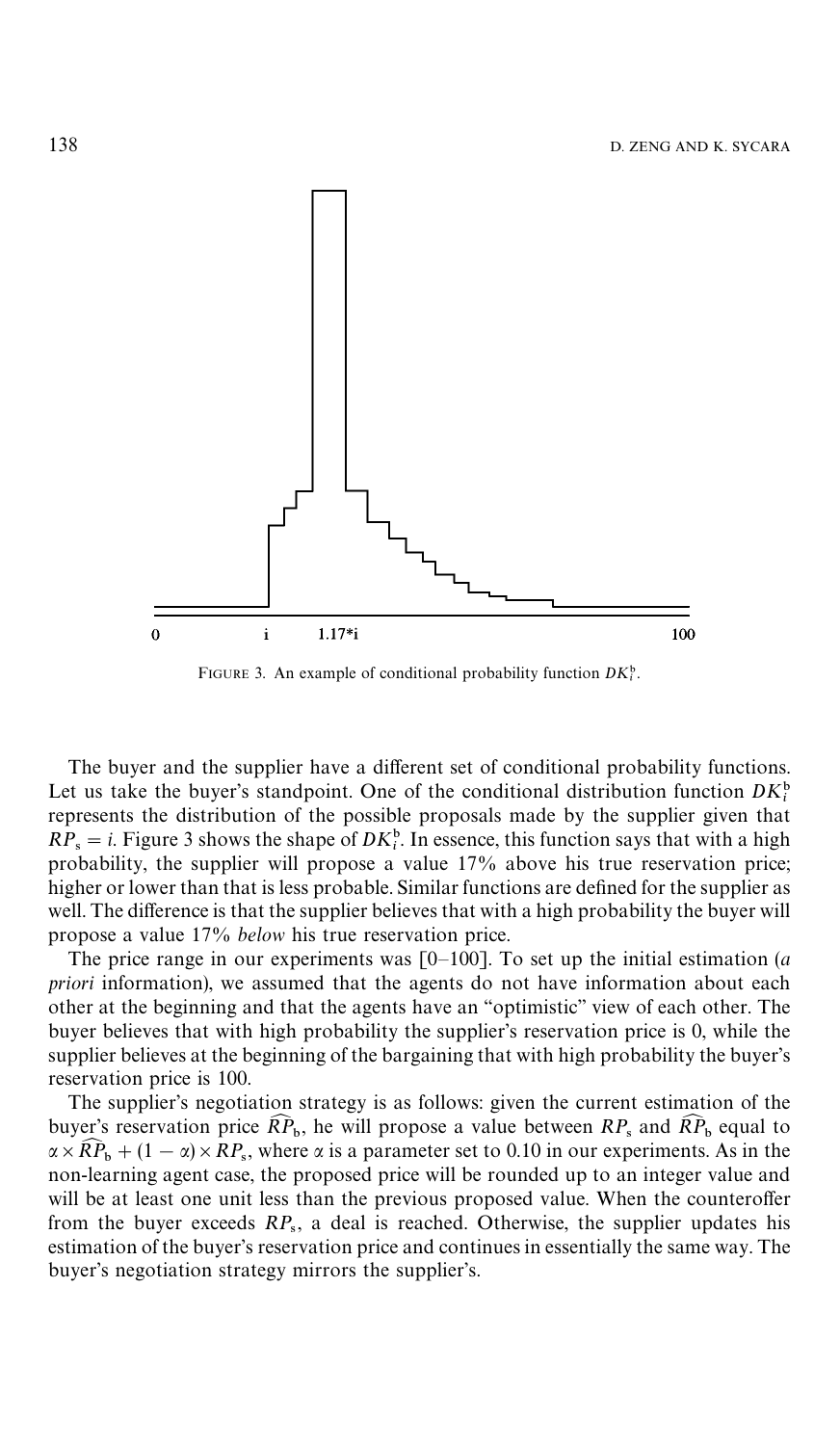FIGURE 3. An example of conditional probability function $DK_i^b$.

The buyer and the supplier have a different set of conditional probability functions. Let us take the buyer's standpoint. One of the conditional distribution function $DK_i^b$ represents the distribution of the possible proposals made by the supplier given that $RP_s = i$. Figure 3 shows the shape of $DK_i^b$. In essence, this function says that with a high probability, the supplier will propose a value 17% above his true reservation price; higher or lower than that is less probable. Similar functions are defined for the supplier as well. The difference is that the supplier believes that with a high probability the buyer will propose a value 17% *below* his true reservation price.

The price range in our experiments was [0–100]. To set up the initial estimation (*a priori* information), we assumed that the agents do not have information about each other at the beginning and that the agents have an "optimistic" view of each other. The buyer believes that with high probability the supplier's reservation price is 0, while the supplier believes at the beginning of the bargaining that with high probability the buyer's reservation price is 100.

The supplier's negotiation strategy is as follows: given the current estimation of the buyer's reservation price $\widehat{RP}_b$, he will propose a value between $RP_s$ and $\widehat{RP}_b$ equal to $\alpha \times \widehat{RP}_b + (1 - \alpha) \times RP_s$, where $\alpha$ is a parameter set to 0.10 in our experiments. As in the non-learning agent case, the proposed price will be rounded up to an integer value and will be at least one unit less than the previous proposed value. When the counteroffer from the buyer exceeds $RP_s$, a deal is reached. Otherwise, the supplier updates his estimation of the buyer's reservation price and continues in essentially the same way. The buyer's negotiation strategy mirrors the supplier's.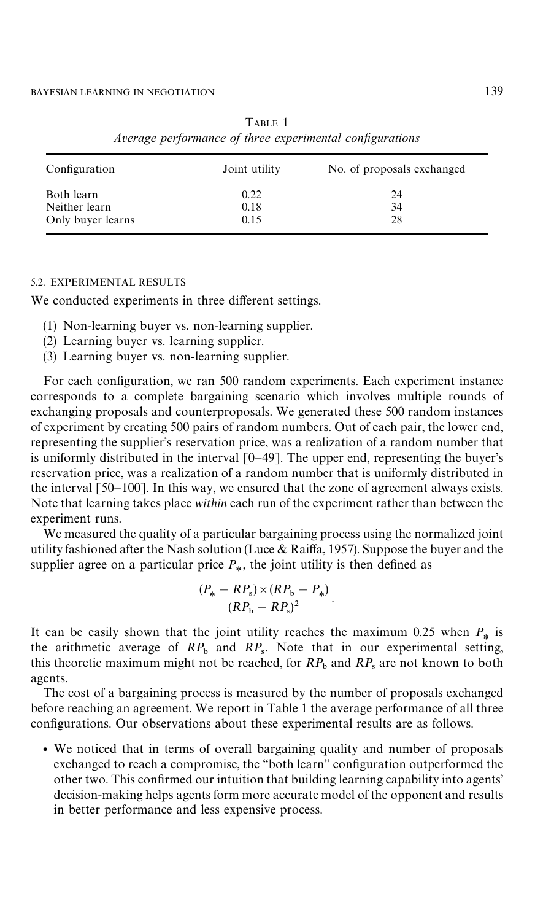Table 1
*Average performance of three experimental configurations*

| Configuration | Joint utility | No. of proposals exchanged |
|---|---|---|
| Both learn | 0.22 | 24 |
| Neither learn | 0.18 | 34 |
| Only buyer learns | 0.15 | 28 |

### 5.2. EXPERIMENTAL RESULTS

We conducted experiments in three different settings.

(1) Non-learning buyer vs. non-learning supplier.
(2) Learning buyer vs. learning supplier.
(3) Learning buyer vs. non-learning supplier.

For each configuration, we ran 500 random experiments. Each experiment instance corresponds to a complete bargaining scenario which involves multiple rounds of exchanging proposals and counterproposals. We generated these 500 random instances of experiment by creating 500 pairs of random numbers. Out of each pair, the lower end, representing the supplier's reservation price, was a realization of a random number that is uniformly distributed in the interval [0–49]. The upper end, representing the buyer's reservation price, was a realization of a random number that is uniformly distributed in the interval [50–100]. In this way, we ensured that the zone of agreement always exists. Note that learning takes place *within* each run of the experiment rather than between the experiment runs.

We measured the quality of a particular bargaining process using the normalized joint utility fashioned after the Nash solution (Luce & Raiffa, 1957). Suppose the buyer and the supplier agree on a particular price $P_*$, the joint utility is then defined as

$$\frac{(P_* - RP_s) \times (RP_b - P_*)}{(RP_b - RP_s)^2}.$$

It can be easily shown that the joint utility reaches the maximum 0.25 when $P_*$ is the arithmetic average of $RP_b$ and $RP_s$. Note that in our experimental setting, this theoretic maximum might not be reached, for $RP_b$ and $RP_s$ are not known to both agents.

The cost of a bargaining process is measured by the number of proposals exchanged before reaching an agreement. We report in Table 1 the average performance of all three configurations. Our observations about these experimental results are as follows.

- We noticed that in terms of overall bargaining quality and number of proposals exchanged to reach a compromise, the "both learn" configuration outperformed the other two. This confirmed our intuition that building learning capability into agents' decision-making helps agents form more accurate model of the opponent and results in better performance and less expensive process.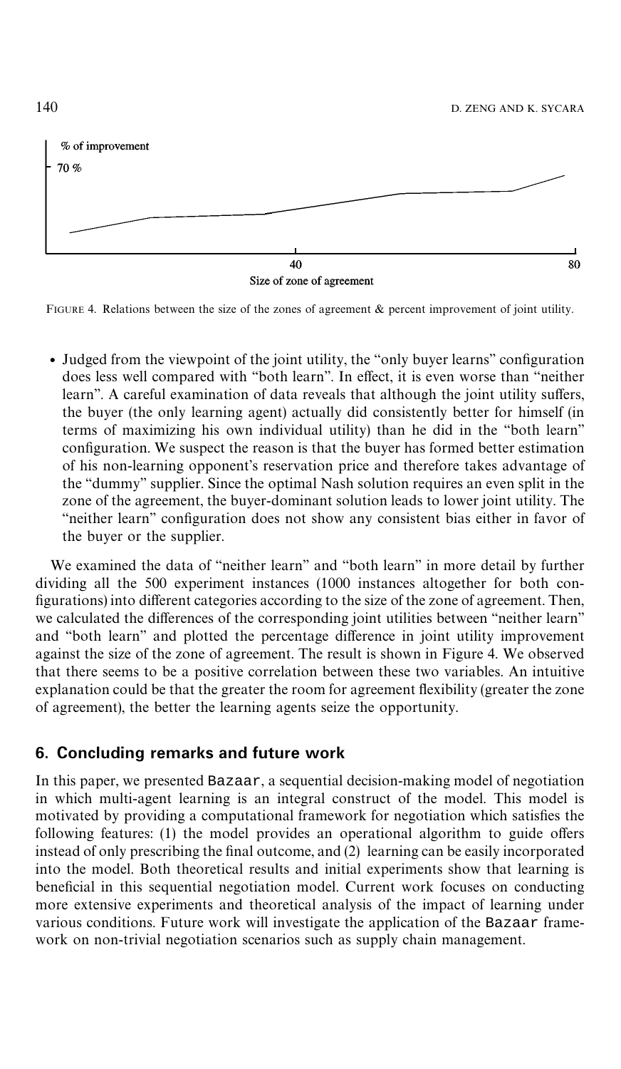FIGURE 4. Relations between the size of the zones of agreement & percent improvement of joint utility.

- Judged from the viewpoint of the joint utility, the "only buyer learns" configuration does less well compared with "both learn". In effect, it is even worse than "neither learn". A careful examination of data reveals that although the joint utility suffers, the buyer (the only learning agent) actually did consistently better for himself (in terms of maximizing his own individual utility) than he did in the "both learn" configuration. We suspect the reason is that the buyer has formed better estimation of his non-learning opponent's reservation price and therefore takes advantage of the "dummy" supplier. Since the optimal Nash solution requires an even split in the zone of the agreement, the buyer-dominant solution leads to lower joint utility. The "neither learn" configuration does not show any consistent bias either in favor of the buyer or the supplier.

We examined the data of "neither learn" and "both learn" in more detail by further dividing all the 500 experiment instances (1000 instances altogether for both configurations) into different categories according to the size of the zone of agreement. Then, we calculated the differences of the corresponding joint utilities between "neither learn" and "both learn" and plotted the percentage difference in joint utility improvement against the size of the zone of agreement. The result is shown in Figure 4. We observed that there seems to be a positive correlation between these two variables. An intuitive explanation could be that the greater the room for agreement flexibility (greater the zone of agreement), the better the learning agents seize the opportunity.

## 6. Concluding remarks and future work

In this paper, we presented Bazaar, a sequential decision-making model of negotiation in which multi-agent learning is an integral construct of the model. This model is motivated by providing a computational framework for negotiation which satisfies the following features: (1) the model provides an operational algorithm to guide offers instead of only prescribing the final outcome, and (2) learning can be easily incorporated into the model. Both theoretical results and initial experiments show that learning is beneficial in this sequential negotiation model. Current work focuses on conducting more extensive experiments and theoretical analysis of the impact of learning under various conditions. Future work will investigate the application of the Bazaar framework on non-trivial negotiation scenarios such as supply chain management.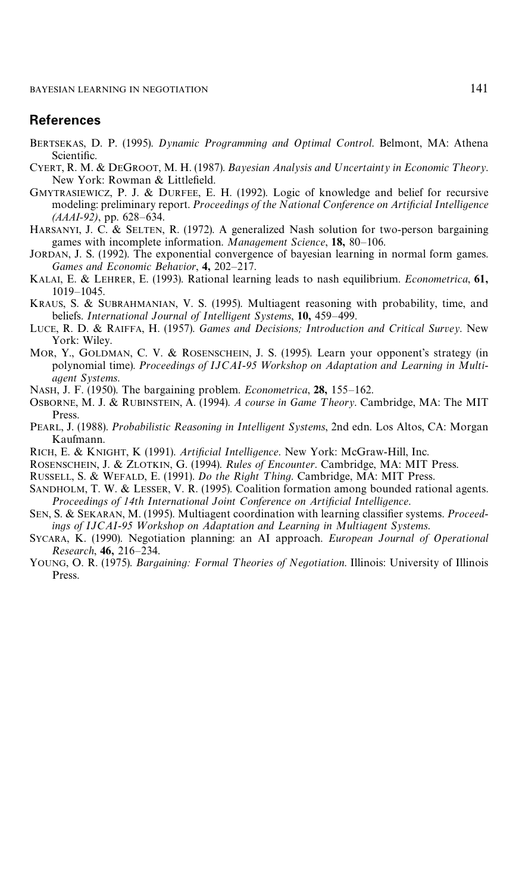## References

BERTSEKAS, D. P. (1995). *Dynamic Programming and Optimal Control*. Belmont, MA: Athena Scientific.

CYERT, R. M. & DEGROOT, M. H. (1987). *Bayesian Analysis and Uncertainty in Economic Theory*. New York: Rowman & Littlefield.

GMYTRASIEWICZ, P. J. & DURFEE, E. H. (1992). Logic of knowledge and belief for recursive modeling: preliminary report. *Proceedings of the National Conference on Artificial Intelligence (AAAI-92)*, pp. 628–634.

HARSANYI, J. C. & SELTEN, R. (1972). A generalized Nash solution for two-person bargaining games with incomplete information. *Management Science*, **18,** 80–106.

JORDAN, J. S. (1992). The exponential convergence of bayesian learning in normal form games. *Games and Economic Behavior*, **4,** 202–217.

KALAI, E. & LEHRER, E. (1993). Rational learning leads to nash equilibrium. *Econometrica*, **61,** 1019–1045.

KRAUS, S. & SUBRAHMANIAN, V. S. (1995). Multiagent reasoning with probability, time, and beliefs. *International Journal of Intelligent Systems*, **10,** 459–499.

LUCE, R. D. & RAIFFA, H. (1957). *Games and Decisions; Introduction and Critical Survey*. New York: Wiley.

MOR, Y., GOLDMAN, C. V. & ROSENSCHEIN, J. S. (1995). Learn your opponent's strategy (in polynomial time). *Proceedings of IJCAI-95 Workshop on Adaptation and Learning in Multiagent Systems*.

NASH, J. F. (1950). The bargaining problem. *Econometrica*, **28,** 155–162.

OSBORNE, M. J. & RUBINSTEIN, A. (1994). *A course in Game Theory*. Cambridge, MA: The MIT Press.

PEARL, J. (1988). *Probabilistic Reasoning in Intelligent Systems*, 2nd edn. Los Altos, CA: Morgan Kaufmann.

RICH, E. & KNIGHT, K (1991). *Artificial Intelligence*. New York: McGraw-Hill, Inc.

ROSENSCHEIN, J. & ZLOTKIN, G. (1994). *Rules of Encounter*. Cambridge, MA: MIT Press.

RUSSELL, S. & WEFALD, E. (1991). *Do the Right Thing*. Cambridge, MA: MIT Press.

SANDHOLM, T. W. & LESSER, V. R. (1995). Coalition formation among bounded rational agents. *Proceedings of 14th International Joint Conference on Artificial Intelligence*.

SEN, S. & SEKARAN, M. (1995). Multiagent coordination with learning classifier systems. *Proceedings of IJCAI-95 Workshop on Adaptation and Learning in Multiagent Systems*.

SYCARA, K. (1990). Negotiation planning: an AI approach. *European Journal of Operational Research*, **46,** 216–234.

YOUNG, O. R. (1975). *Bargaining: Formal Theories of Negotiation*. Illinois: University of Illinois Press.